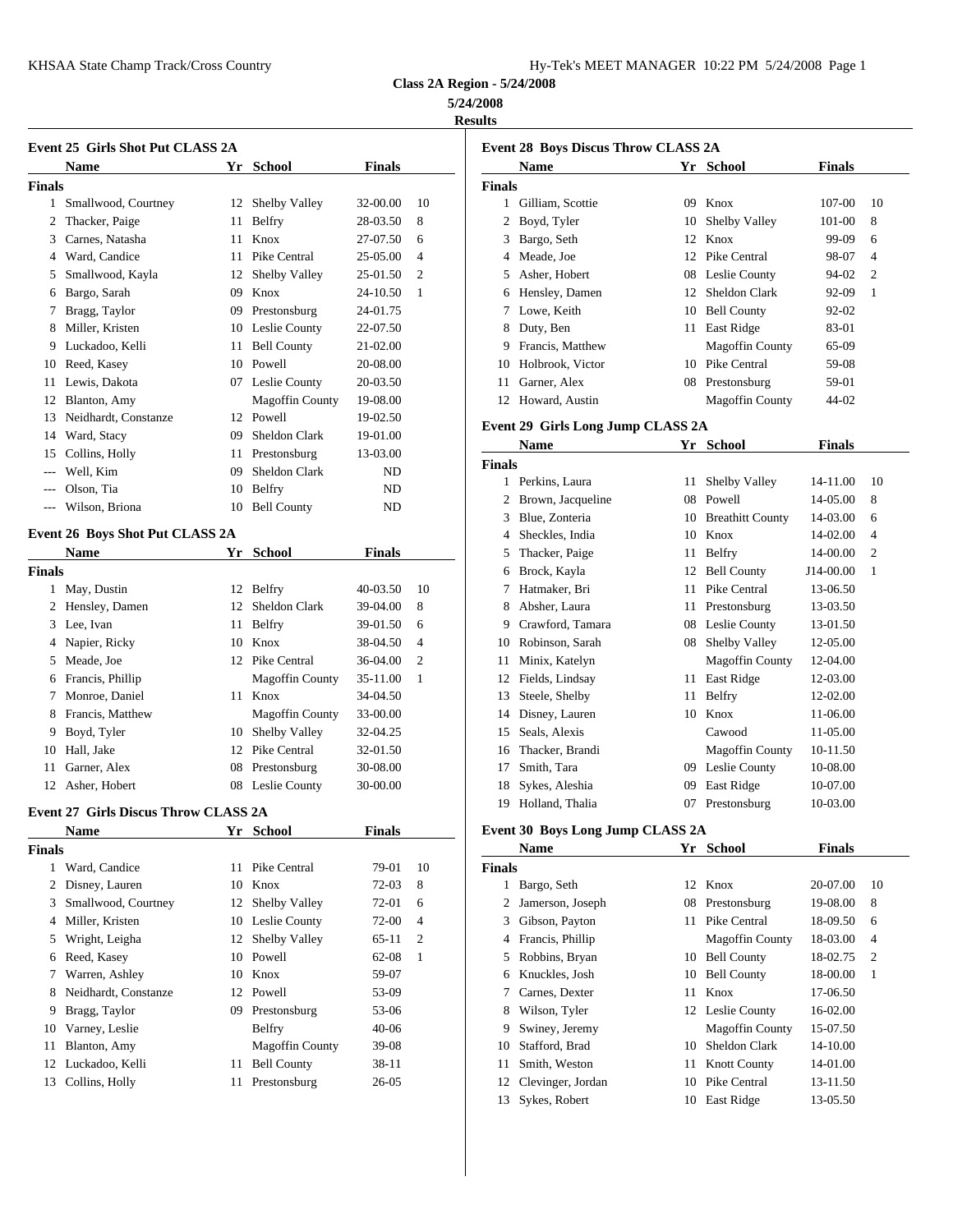**Class 2A Region - 5/24/2008**

**5/24/2008**

**Results**

### Event 25 Girls Shot Put CLASS 2A

| | Name | Yr | School | Finals | |
|---|---|---|---|---|---|
| **Finals** | | | | | |
| 1 | Smallwood, Courtney | 12 | Shelby Valley | 32-00.00 | 10 |
| 2 | Thacker, Paige | 11 | Belfry | 28-03.50 | 8 |
| 3 | Carnes, Natasha | 11 | Knox | 27-07.50 | 6 |
| 4 | Ward, Candice | 11 | Pike Central | 25-05.00 | 4 |
| 5 | Smallwood, Kayla | 12 | Shelby Valley | 25-01.50 | 2 |
| 6 | Bargo, Sarah | 09 | Knox | 24-10.50 | 1 |
| 7 | Bragg, Taylor | 09 | Prestonsburg | 24-01.75 | |
| 8 | Miller, Kristen | 10 | Leslie County | 22-07.50 | |
| 9 | Luckadoo, Kelli | 11 | Bell County | 21-02.00 | |
| 10 | Reed, Kasey | 10 | Powell | 20-08.00 | |
| 11 | Lewis, Dakota | 07 | Leslie County | 20-03.50 | |
| 12 | Blanton, Amy | | Magoffin County | 19-08.00 | |
| 13 | Neidhardt, Constanze | 12 | Powell | 19-02.50 | |
| 14 | Ward, Stacy | 09 | Sheldon Clark | 19-01.00 | |
| 15 | Collins, Holly | 11 | Prestonsburg | 13-03.00 | |
| --- | Well, Kim | 09 | Sheldon Clark | ND | |
| --- | Olson, Tia | 10 | Belfry | ND | |
| --- | Wilson, Briona | 10 | Bell County | ND | |

### Event 26 Boys Shot Put CLASS 2A

| | Name | Yr | School | Finals | |
|---|---|---|---|---|---|
| **Finals** | | | | | |
| 1 | May, Dustin | 12 | Belfry | 40-03.50 | 10 |
| 2 | Hensley, Damen | 12 | Sheldon Clark | 39-04.00 | 8 |
| 3 | Lee, Ivan | 11 | Belfry | 39-01.50 | 6 |
| 4 | Napier, Ricky | 10 | Knox | 38-04.50 | 4 |
| 5 | Meade, Joe | 12 | Pike Central | 36-04.00 | 2 |
| 6 | Francis, Phillip | | Magoffin County | 35-11.00 | 1 |
| 7 | Monroe, Daniel | 11 | Knox | 34-04.50 | |
| 8 | Francis, Matthew | | Magoffin County | 33-00.00 | |
| 9 | Boyd, Tyler | 10 | Shelby Valley | 32-04.25 | |
| 10 | Hall, Jake | 12 | Pike Central | 32-01.50 | |
| 11 | Garner, Alex | 08 | Prestonsburg | 30-08.00 | |
| 12 | Asher, Hobert | 08 | Leslie County | 30-00.00 | |

### Event 27 Girls Discus Throw CLASS 2A

| | Name | Yr | School | Finals | |
|---|---|---|---|---|---|
| **Finals** | | | | | |
| 1 | Ward, Candice | 11 | Pike Central | 79-01 | 10 |
| 2 | Disney, Lauren | 10 | Knox | 72-03 | 8 |
| 3 | Smallwood, Courtney | 12 | Shelby Valley | 72-01 | 6 |
| 4 | Miller, Kristen | 10 | Leslie County | 72-00 | 4 |
| 5 | Wright, Leigha | 12 | Shelby Valley | 65-11 | 2 |
| 6 | Reed, Kasey | 10 | Powell | 62-08 | 1 |
| 7 | Warren, Ashley | 10 | Knox | 59-07 | |
| 8 | Neidhardt, Constanze | 12 | Powell | 53-09 | |
| 9 | Bragg, Taylor | 09 | Prestonsburg | 53-06 | |
| 10 | Varney, Leslie | | Belfry | 40-06 | |
| 11 | Blanton, Amy | | Magoffin County | 39-08 | |
| 12 | Luckadoo, Kelli | 11 | Bell County | 38-11 | |
| 13 | Collins, Holly | 11 | Prestonsburg | 26-05 | |

### Event 28 Boys Discus Throw CLASS 2A

| | Name | Yr | School | Finals | |
|---|---|---|---|---|---|
| **Finals** | | | | | |
| 1 | Gilliam, Scottie | 09 | Knox | 107-00 | 10 |
| 2 | Boyd, Tyler | 10 | Shelby Valley | 101-00 | 8 |
| 3 | Bargo, Seth | 12 | Knox | 99-09 | 6 |
| 4 | Meade, Joe | 12 | Pike Central | 98-07 | 4 |
| 5 | Asher, Hobert | 08 | Leslie County | 94-02 | 2 |
| 6 | Hensley, Damen | 12 | Sheldon Clark | 92-09 | 1 |
| 7 | Lowe, Keith | 10 | Bell County | 92-02 | |
| 8 | Duty, Ben | 11 | East Ridge | 83-01 | |
| 9 | Francis, Matthew | | Magoffin County | 65-09 | |
| 10 | Holbrook, Victor | 10 | Pike Central | 59-08 | |
| 11 | Garner, Alex | 08 | Prestonsburg | 59-01 | |
| 12 | Howard, Austin | | Magoffin County | 44-02 | |

### Event 29 Girls Long Jump CLASS 2A

| | Name | Yr | School | Finals | |
|---|---|---|---|---|---|
| **Finals** | | | | | |
| 1 | Perkins, Laura | 11 | Shelby Valley | 14-11.00 | 10 |
| 2 | Brown, Jacqueline | 08 | Powell | 14-05.00 | 8 |
| 3 | Blue, Zonteria | 10 | Breathitt County | 14-03.00 | 6 |
| 4 | Sheckles, India | 10 | Knox | 14-02.00 | 4 |
| 5 | Thacker, Paige | 11 | Belfry | 14-00.00 | 2 |
| 6 | Brock, Kayla | 12 | Bell County | J14-00.00 | 1 |
| 7 | Hatmaker, Bri | 11 | Pike Central | 13-06.50 | |
| 8 | Absher, Laura | 11 | Prestonsburg | 13-03.50 | |
| 9 | Crawford, Tamara | 08 | Leslie County | 13-01.50 | |
| 10 | Robinson, Sarah | 08 | Shelby Valley | 12-05.00 | |
| 11 | Minix, Katelyn | | Magoffin County | 12-04.00 | |
| 12 | Fields, Lindsay | 11 | East Ridge | 12-03.00 | |
| 13 | Steele, Shelby | 11 | Belfry | 12-02.00 | |
| 14 | Disney, Lauren | 10 | Knox | 11-06.00 | |
| 15 | Seals, Alexis | | Cawood | 11-05.00 | |
| 16 | Thacker, Brandi | | Magoffin County | 10-11.50 | |
| 17 | Smith, Tara | 09 | Leslie County | 10-08.00 | |
| 18 | Sykes, Aleshia | 09 | East Ridge | 10-07.00 | |
| 19 | Holland, Thalia | 07 | Prestonsburg | 10-03.00 | |

### Event 30 Boys Long Jump CLASS 2A

| | Name | Yr | School | Finals | |
|---|---|---|---|---|---|
| **Finals** | | | | | |
| 1 | Bargo, Seth | 12 | Knox | 20-07.00 | 10 |
| 2 | Jamerson, Joseph | 08 | Prestonsburg | 19-08.00 | 8 |
| 3 | Gibson, Payton | 11 | Pike Central | 18-09.50 | 6 |
| 4 | Francis, Phillip | | Magoffin County | 18-03.00 | 4 |
| 5 | Robbins, Bryan | 10 | Bell County | 18-02.75 | 2 |
| 6 | Knuckles, Josh | 10 | Bell County | 18-00.00 | 1 |
| 7 | Carnes, Dexter | 11 | Knox | 17-06.50 | |
| 8 | Wilson, Tyler | 12 | Leslie County | 16-02.00 | |
| 9 | Swiney, Jeremy | | Magoffin County | 15-07.50 | |
| 10 | Stafford, Brad | 10 | Sheldon Clark | 14-10.00 | |
| 11 | Smith, Weston | 11 | Knott County | 14-01.00 | |
| 12 | Clevinger, Jordan | 10 | Pike Central | 13-11.50 | |
| 13 | Sykes, Robert | 10 | East Ridge | 13-05.50 | |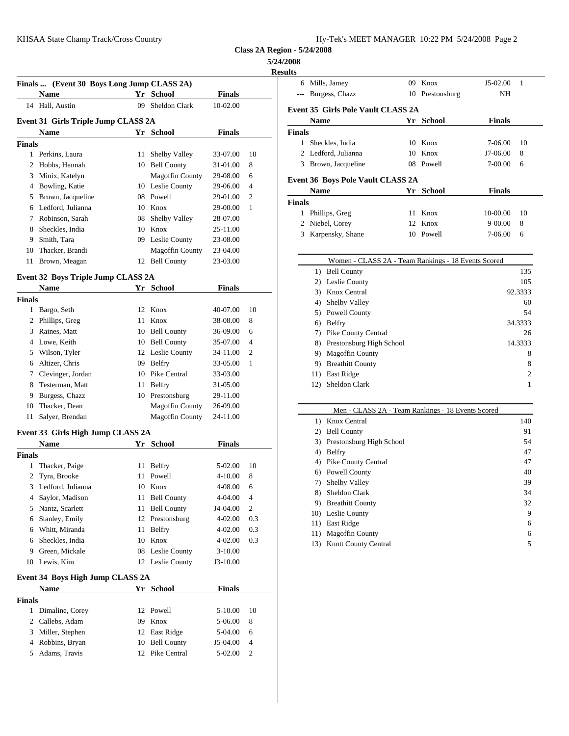**Class 2A Region - 5/24/2008**

**5/24/2008**

**Results**

### Finals ... (Event 30 Boys Long Jump CLASS 2A)

| | Name | Yr | School | Finals | |
|---|---|---|---|---|---|
| 14 | Hall, Austin | 09 | Sheldon Clark | 10-02.00 | |

### Event 31 Girls Triple Jump CLASS 2A

| | Name | Yr | School | Finals | |
|---|---|---|---|---|---|
| **Finals** | | | | | |
| 1 | Perkins, Laura | 11 | Shelby Valley | 33-07.00 | 10 |
| 2 | Hobbs, Hannah | 10 | Bell County | 31-01.00 | 8 |
| 3 | Minix, Katelyn | | Magoffin County | 29-08.00 | 6 |
| 4 | Bowling, Katie | 10 | Leslie County | 29-06.00 | 4 |
| 5 | Brown, Jacqueline | 08 | Powell | 29-01.00 | 2 |
| 6 | Ledford, Julianna | 10 | Knox | 29-00.00 | 1 |
| 7 | Robinson, Sarah | 08 | Shelby Valley | 28-07.00 | |
| 8 | Sheckles, India | 10 | Knox | 25-11.00 | |
| 9 | Smith, Tara | 09 | Leslie County | 23-08.00 | |
| 10 | Thacker, Brandi | | Magoffin County | 23-04.00 | |
| 11 | Brown, Meagan | 12 | Bell County | 23-03.00 | |

### Event 32 Boys Triple Jump CLASS 2A

| | Name | Yr | School | Finals | |
|---|---|---|---|---|---|
| **Finals** | | | | | |
| 1 | Bargo, Seth | 12 | Knox | 40-07.00 | 10 |
| 2 | Phillips, Greg | 11 | Knox | 38-08.00 | 8 |
| 3 | Raines, Matt | 10 | Bell County | 36-09.00 | 6 |
| 4 | Lowe, Keith | 10 | Bell County | 35-07.00 | 4 |
| 5 | Wilson, Tyler | 12 | Leslie County | 34-11.00 | 2 |
| 6 | Altizer, Chris | 09 | Belfry | 33-05.00 | 1 |
| 7 | Clevinger, Jordan | 10 | Pike Central | 33-03.00 | |
| 8 | Testerman, Matt | 11 | Belfry | 31-05.00 | |
| 9 | Burgess, Chazz | 10 | Prestonsburg | 29-11.00 | |
| 10 | Thacker, Dean | | Magoffin County | 26-09.00 | |
| 11 | Salyer, Brendan | | Magoffin County | 24-11.00 | |

### Event 33 Girls High Jump CLASS 2A

| | Name | Yr | School | Finals | |
|---|---|---|---|---|---|
| **Finals** | | | | | |
| 1 | Thacker, Paige | 11 | Belfry | 5-02.00 | 10 |
| 2 | Tyra, Brooke | 11 | Powell | 4-10.00 | 8 |
| 3 | Ledford, Julianna | 10 | Knox | 4-08.00 | 6 |
| 4 | Saylor, Madison | 11 | Bell County | 4-04.00 | 4 |
| 5 | Nantz, Scarlett | 11 | Bell County | J4-04.00 | 2 |
| 6 | Stanley, Emily | 12 | Prestonsburg | 4-02.00 | 0.3 |
| 6 | Whitt, Miranda | 11 | Belfry | 4-02.00 | 0.3 |
| 6 | Sheckles, India | 10 | Knox | 4-02.00 | 0.3 |
| 9 | Green, Mickale | 08 | Leslie County | 3-10.00 | |
| 10 | Lewis, Kim | 12 | Leslie County | J3-10.00 | |

### Event 34 Boys High Jump CLASS 2A

| | Name | Yr | School | Finals | |
|---|---|---|---|---|---|
| **Finals** | | | | | |
| 1 | Dimaline, Corey | 12 | Powell | 5-10.00 | 10 |
| 2 | Callebs, Adam | 09 | Knox | 5-06.00 | 8 |
| 3 | Miller, Stephen | 12 | East Ridge | 5-04.00 | 6 |
| 4 | Robbins, Bryan | 10 | Bell County | J5-04.00 | 4 |
| 5 | Adams, Travis | 12 | Pike Central | 5-02.00 | 2 |
| 6 | Mills, Jamey | 09 | Knox | J5-02.00 | 1 |
| --- | Burgess, Chazz | 10 | Prestonsburg | NH | |

### Event 35 Girls Pole Vault CLASS 2A

| | Name | Yr | School | Finals | |
|---|---|---|---|---|---|
| **Finals** | | | | | |
| 1 | Sheckles, India | 10 | Knox | 7-06.00 | 10 |
| 2 | Ledford, Julianna | 10 | Knox | J7-06.00 | 8 |
| 3 | Brown, Jacqueline | 08 | Powell | 7-00.00 | 6 |

### Event 36 Boys Pole Vault CLASS 2A

| | Name | Yr | School | Finals | |
|---|---|---|---|---|---|
| **Finals** | | | | | |
| 1 | Phillips, Greg | 11 | Knox | 10-00.00 | 10 |
| 2 | Niebel, Corey | 12 | Knox | 9-00.00 | 8 |
| 3 | Karpensky, Shane | 10 | Powell | 7-06.00 | 6 |

### Women - CLASS 2A - Team Rankings - 18 Events Scored

| | | |
|---|---|---|
| 1) | Bell County | 135 |
| 2) | Leslie County | 105 |
| 3) | Knox Central | 92.3333 |
| 4) | Shelby Valley | 60 |
| 5) | Powell County | 54 |
| 6) | Belfry | 34.3333 |
| 7) | Pike County Central | 26 |
| 8) | Prestonsburg High School | 14.3333 |
| 9) | Magoffin County | 8 |
| 9) | Breathitt County | 8 |
| 11) | East Ridge | 2 |
| 12) | Sheldon Clark | 1 |

### Men - CLASS 2A - Team Rankings - 18 Events Scored

| | | |
|---|---|---|
| 1) | Knox Central | 140 |
| 2) | Bell County | 91 |
| 3) | Prestonsburg High School | 54 |
| 4) | Belfry | 47 |
| 4) | Pike County Central | 47 |
| 6) | Powell County | 40 |
| 7) | Shelby Valley | 39 |
| 8) | Sheldon Clark | 34 |
| 9) | Breathitt County | 32 |
| 10) | Leslie County | 9 |
| 11) | East Ridge | 6 |
| 11) | Magoffin County | 6 |
| 13) | Knott County Central | 5 |